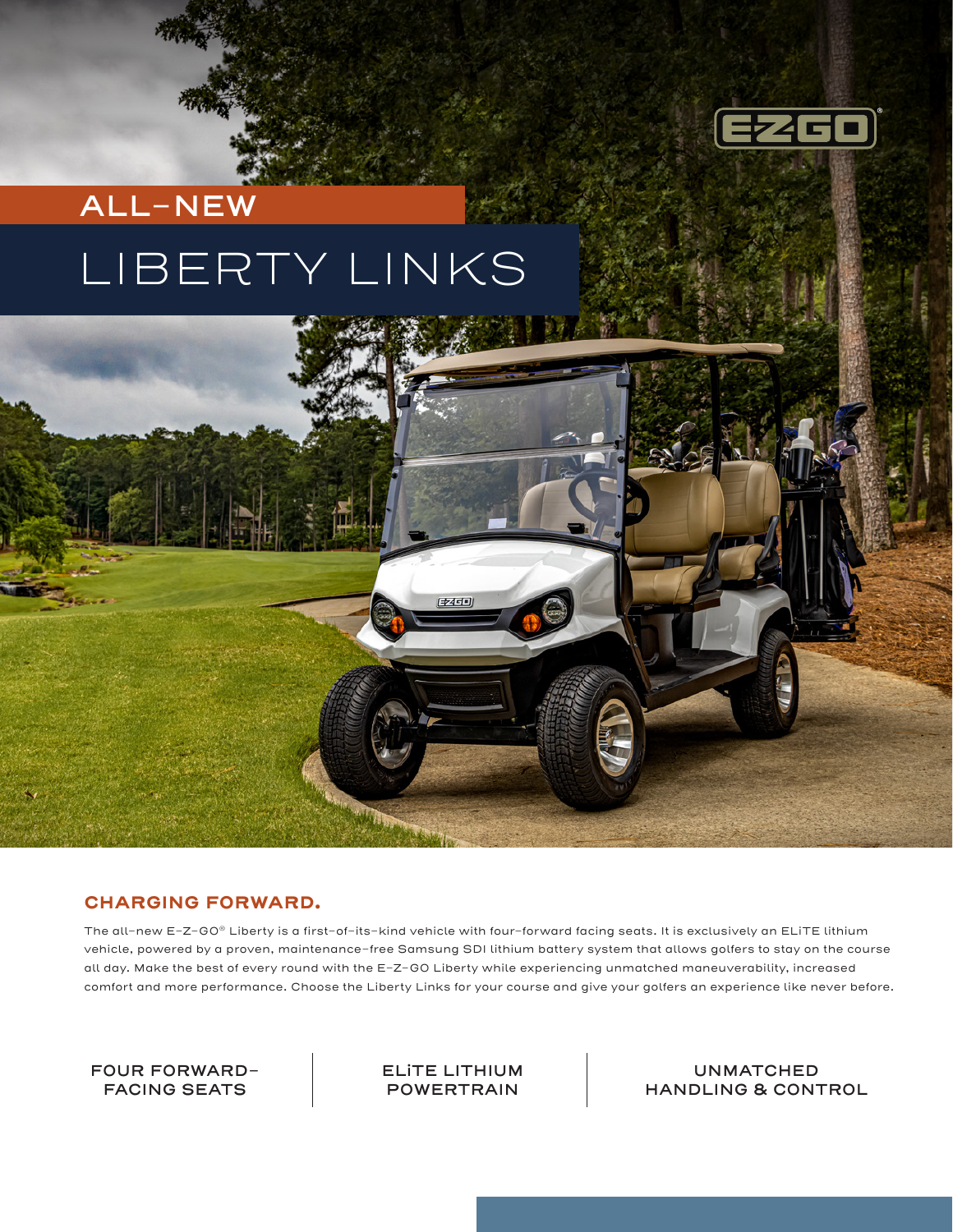ALL-NEW

# LIBERTY LINKS

## CHARGING FORWARD.

The all-new E-Z-GO® Liberty is a first-of-its-kind vehicle with four-forward facing seats. It is exclusively an ELiTE lithium vehicle, powered by a proven, maintenance-free Samsung SDI lithium battery system that allows golfers to stay on the course all day. Make the best of every round with the E-Z-GO Liberty while experiencing unmatched maneuverability, increased comfort and more performance. Choose the Liberty Links for your course and give your golfers an experience like never before.

FOUR FORWARD-FACING SEATS

ELiTE LITHIUM POWERTRAIN

UNMATCHED HANDLING & CONTROL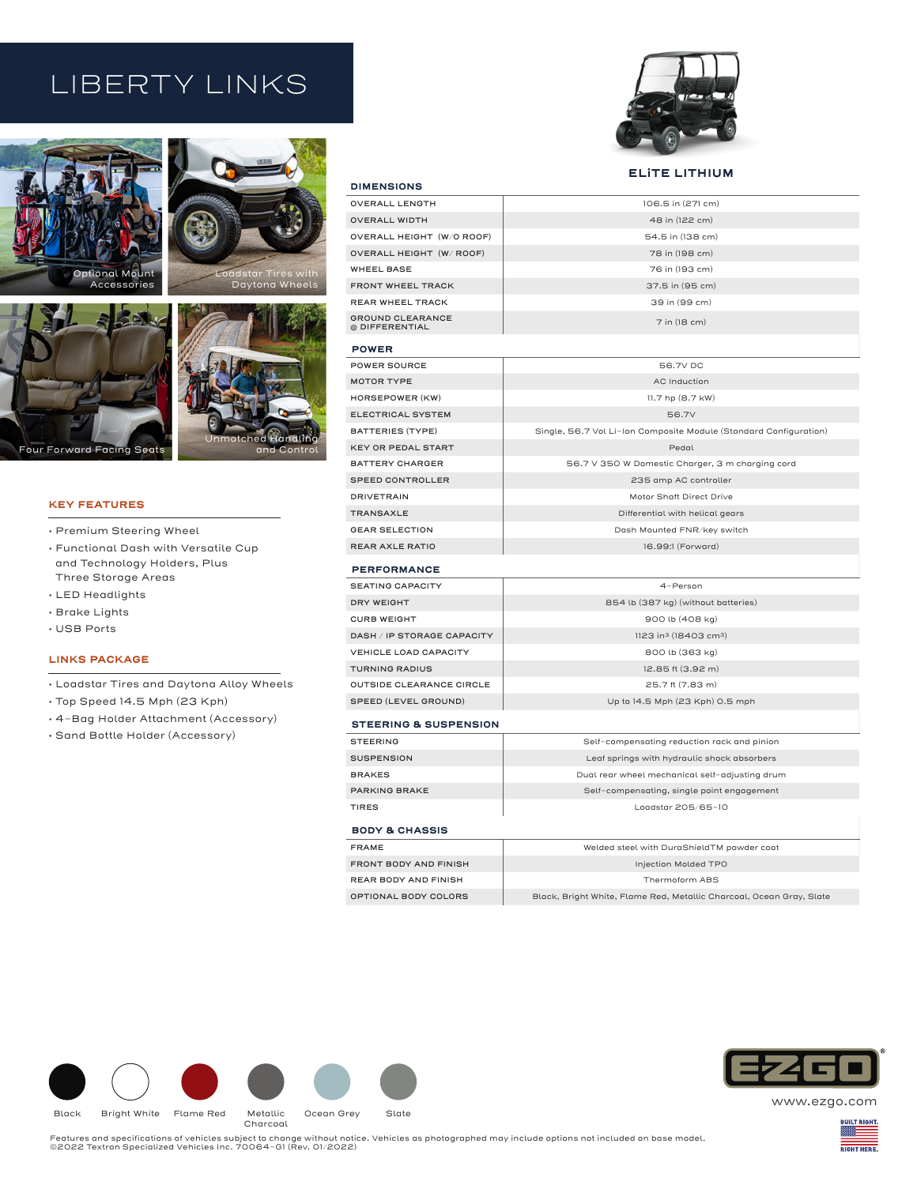# LIBERTY LINKS

Optional Mount Accessories

Loadstar Tires with Daytona Wheels

Four Forward Facing Seats

Unmatched Handling and Control

## KEY FEATURES

- Premium Steering Wheel
- Functional Dash with Versatile Cup and Technology Holders, Plus Three Storage Areas
- LED Headlights
- Brake Lights
- USB Ports

## LINKS PACKAGE

- Loadstar Tires and Daytona Alloy Wheels
- Top Speed 14.5 Mph (23 Kph)
- 4-Bag Holder Attachment (Accessory)
- Sand Bottle Holder (Accessory)

## ELiTE LITHIUM

| | |
|---|---|
| **DIMENSIONS** | |
| OVERALL LENGTH | 106.5 in (271 cm) |
| OVERALL WIDTH | 48 in (122 cm) |
| OVERALL HEIGHT (W/O ROOF) | 54.5 in (138 cm) |
| OVERALL HEIGHT (W/ ROOF) | 78 in (198 cm) |
| WHEEL BASE | 76 in (193 cm) |
| FRONT WHEEL TRACK | 37.5 in (95 cm) |
| REAR WHEEL TRACK | 39 in (99 cm) |
| GROUND CLEARANCE @ DIFFERENTIAL | 7 in (18 cm) |
| **POWER** | |
| POWER SOURCE | 56.7V DC |
| MOTOR TYPE | AC Induction |
| HORSEPOWER (KW) | 11.7 hp (8.7 kW) |
| ELECTRICAL SYSTEM | 56.7V |
| BATTERIES (TYPE) | Single, 56.7 Vol Li-Ion Composite Module (Standard Configuration) |
| KEY OR PEDAL START | Pedal |
| BATTERY CHARGER | 56.7 V 350 W Domestic Charger, 3 m charging cord |
| SPEED CONTROLLER | 235 amp AC controller |
| DRIVETRAIN | Motor Shaft Direct Drive |
| TRANSAXLE | Differential with helical gears |
| GEAR SELECTION | Dash Mounted FNR/key switch |
| REAR AXLE RATIO | 16.99:1 (Forward) |
| **PERFORMANCE** | |
| SEATING CAPACITY | 4-Person |
| DRY WEIGHT | 854 lb (387 kg) (without batteries) |
| CURB WEIGHT | 900 lb (408 kg) |
| DASH / IP STORAGE CAPACITY | 1123 in³ (18403 cm³) |
| VEHICLE LOAD CAPACITY | 800 lb (363 kg) |
| TURNING RADIUS | 12.85 ft (3.92 m) |
| OUTSIDE CLEARANCE CIRCLE | 25.7 ft (7.83 m) |
| SPEED (LEVEL GROUND) | Up to 14.5 Mph (23 Kph) 0.5 mph |
| **STEERING & SUSPENSION** | |
| STEERING | Self-compensating reduction rack and pinion |
| SUSPENSION | Leaf springs with hydraulic shock absorbers |
| BRAKES | Dual rear wheel mechanical self-adjusting drum |
| PARKING BRAKE | Self-compensating, single point engagement |
| TIRES | Loadstar 205/65-10 |
| **BODY & CHASSIS** | |
| FRAME | Welded steel with DuraShieldTM powder coat |
| FRONT BODY AND FINISH | Injection Molded TPO |
| REAR BODY AND FINISH | Thermoform ABS |
| OPTIONAL BODY COLORS | Black, Bright White, Flame Red, Metallic Charcoal, Ocean Gray, Slate |

Black | Bright White | Flame Red | Metallic Charcoal | Ocean Grey | Slate

E-Z-GO®

www.ezgo.com

BUILT RIGHT. RIGHT HERE.

Features and specifications of vehicles subject to change without notice. Vehicles as photographed may include options not included on base model.
©2022 Textron Specialized Vehicles Inc. 70064-01 (Rev. 01/2022)